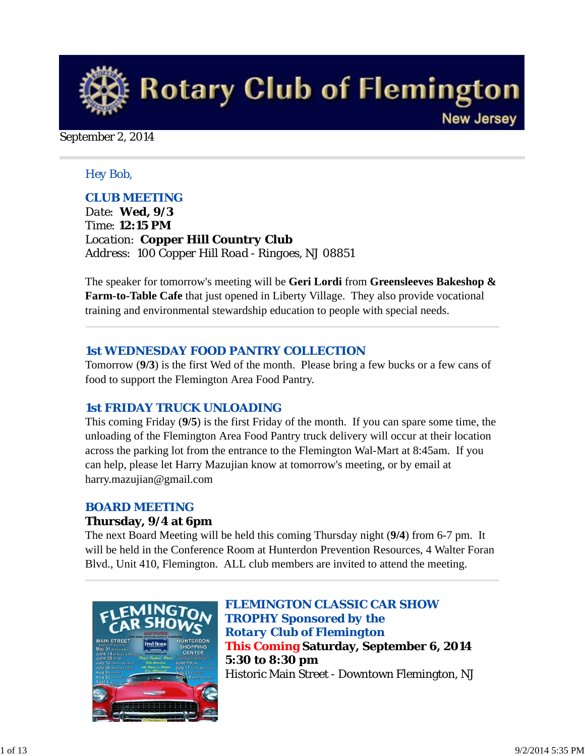# Rotary Club of Flemington

New Jersey

September 2, 2014

Hey Bob,

## CLUB MEETING

Date: **Wed, 9/3**
Time: **12:15 PM**
Location: **Copper Hill Country Club**
Address: 100 Copper Hill Road - Ringoes, NJ 08851

The speaker for tomorrow's meeting will be **Geri Lordi** from **Greensleeves Bakeshop & Farm-to-Table Cafe** that just opened in Liberty Village. They also provide vocational training and environmental stewardship education to people with special needs.

## 1st WEDNESDAY FOOD PANTRY COLLECTION

Tomorrow (**9/3**) is the first Wed of the month. Please bring a few bucks or a few cans of food to support the Flemington Area Food Pantry.

## 1st FRIDAY TRUCK UNLOADING

This coming Friday (**9/5**) is the first Friday of the month. If you can spare some time, the unloading of the Flemington Area Food Pantry truck delivery will occur at their location across the parking lot from the entrance to the Flemington Wal-Mart at 8:45am. If you can help, please let Harry Mazujian know at tomorrow's meeting, or by email at harry.mazujian@gmail.com

## BOARD MEETING

**Thursday, 9/4 at 6pm**

The next Board Meeting will be held this coming Thursday night (**9/4**) from 6-7 pm. It will be held in the Conference Room at Hunterdon Prevention Resources, 4 Walter Foran Blvd., Unit 410, Flemington. ALL club members are invited to attend the meeting.

## *FLEMINGTON CLASSIC CAR SHOW TROPHY Sponsored by the Rotary Club of Flemington*

**This Coming Saturday, September 6, 2014**
**5:30 to 8:30 pm**
Historic Main Street - Downtown Flemington, NJ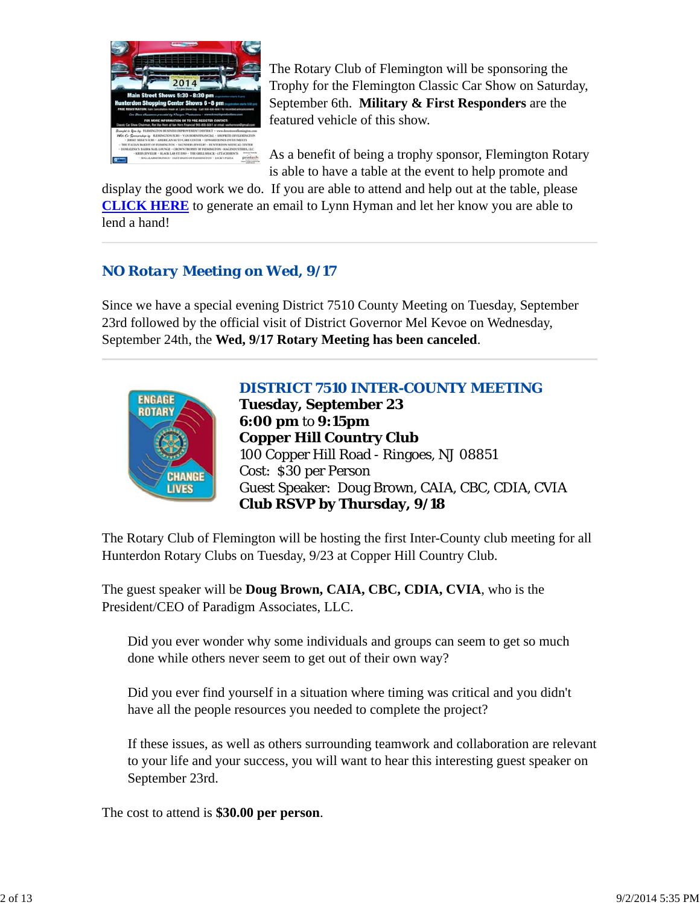The Rotary Club of Flemington will be sponsoring the Trophy for the Flemington Classic Car Show on Saturday, September 6th. **Military & First Responders** are the featured vehicle of this show.

As a benefit of being a trophy sponsor, Flemington Rotary is able to have a table at the event to help promote and display the good work we do. If you are able to attend and help out at the table, please **CLICK HERE** to generate an email to Lynn Hyman and let her know you are able to lend a hand!

---

## NO Rotary Meeting on Wed, 9/17

Since we have a special evening District 7510 County Meeting on Tuesday, September 23rd followed by the official visit of District Governor Mel Kevoe on Wednesday, September 24th, the **Wed, 9/17 Rotary Meeting has been canceled**.

---

## DISTRICT 7510 INTER-COUNTY MEETING

**Tuesday, September 23**
**6:00 pm** to **9:15pm**
**Copper Hill Country Club**
100 Copper Hill Road - Ringoes, NJ 08851
Cost: $30 per Person
Guest Speaker: Doug Brown, CAIA, CBC, CDIA, CVIA
**Club RSVP by Thursday, 9/18**

The Rotary Club of Flemington will be hosting the first Inter-County club meeting for all Hunterdon Rotary Clubs on Tuesday, 9/23 at Copper Hill Country Club.

The guest speaker will be **Doug Brown, CAIA, CBC, CDIA, CVIA**, who is the President/CEO of Paradigm Associates, LLC.

> Did you ever wonder why some individuals and groups can seem to get so much done while others never seem to get out of their own way?
>
> Did you ever find yourself in a situation where timing was critical and you didn't have all the people resources you needed to complete the project?
>
> If these issues, as well as others surrounding teamwork and collaboration are relevant to your life and your success, you will want to hear this interesting guest speaker on September 23rd.

The cost to attend is **$30.00 per person**.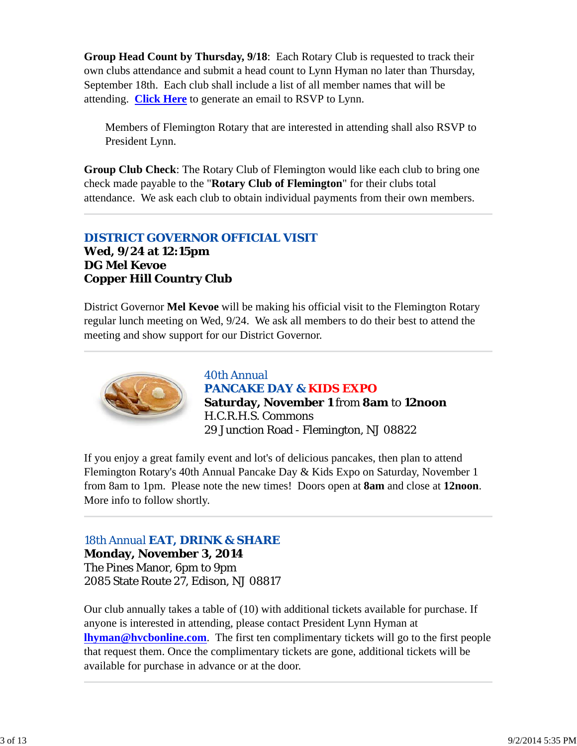**Group Head Count by Thursday, 9/18**: Each Rotary Club is requested to track their own clubs attendance and submit a head count to Lynn Hyman no later than Thursday, September 18th. Each club shall include a list of all member names that will be attending. **Click Here** to generate an email to RSVP to Lynn.

> Members of Flemington Rotary that are interested in attending shall also RSVP to President Lynn.

**Group Club Check**: The Rotary Club of Flemington would like each club to bring one check made payable to the "**Rotary Club of Flemington**" for their clubs total attendance. We ask each club to obtain individual payments from their own members.

---

## DISTRICT GOVERNOR OFFICIAL VISIT

**Wed, 9/24 at 12:15pm**
**DG Mel Kevoe**
**Copper Hill Country Club**

District Governor **Mel Kevoe** will be making his official visit to the Flemington Rotary regular lunch meeting on Wed, 9/24. We ask all members to do their best to attend the meeting and show support for our District Governor.

---

## 40th Annual PANCAKE DAY & KIDS EXPO

**Saturday, November 1** from **8am** to **12noon**
H.C.R.H.S. Commons
29 Junction Road - Flemington, NJ 08822

If you enjoy a great family event and lot's of delicious pancakes, then plan to attend Flemington Rotary's 40th Annual Pancake Day & Kids Expo on Saturday, November 1 from 8am to 1pm. Please note the new times! Doors open at **8am** and close at **12noon**. More info to follow shortly.

---

## 18th Annual EAT, DRINK & SHARE

**Monday, November 3, 2014**
The Pines Manor, 6pm to 9pm
2085 State Route 27, Edison, NJ 08817

Our club annually takes a table of (10) with additional tickets available for purchase. If anyone is interested in attending, please contact President Lynn Hyman at **lhyman@hvcbonline.com**. The first ten complimentary tickets will go to the first people that request them. Once the complimentary tickets are gone, additional tickets will be available for purchase in advance or at the door.

---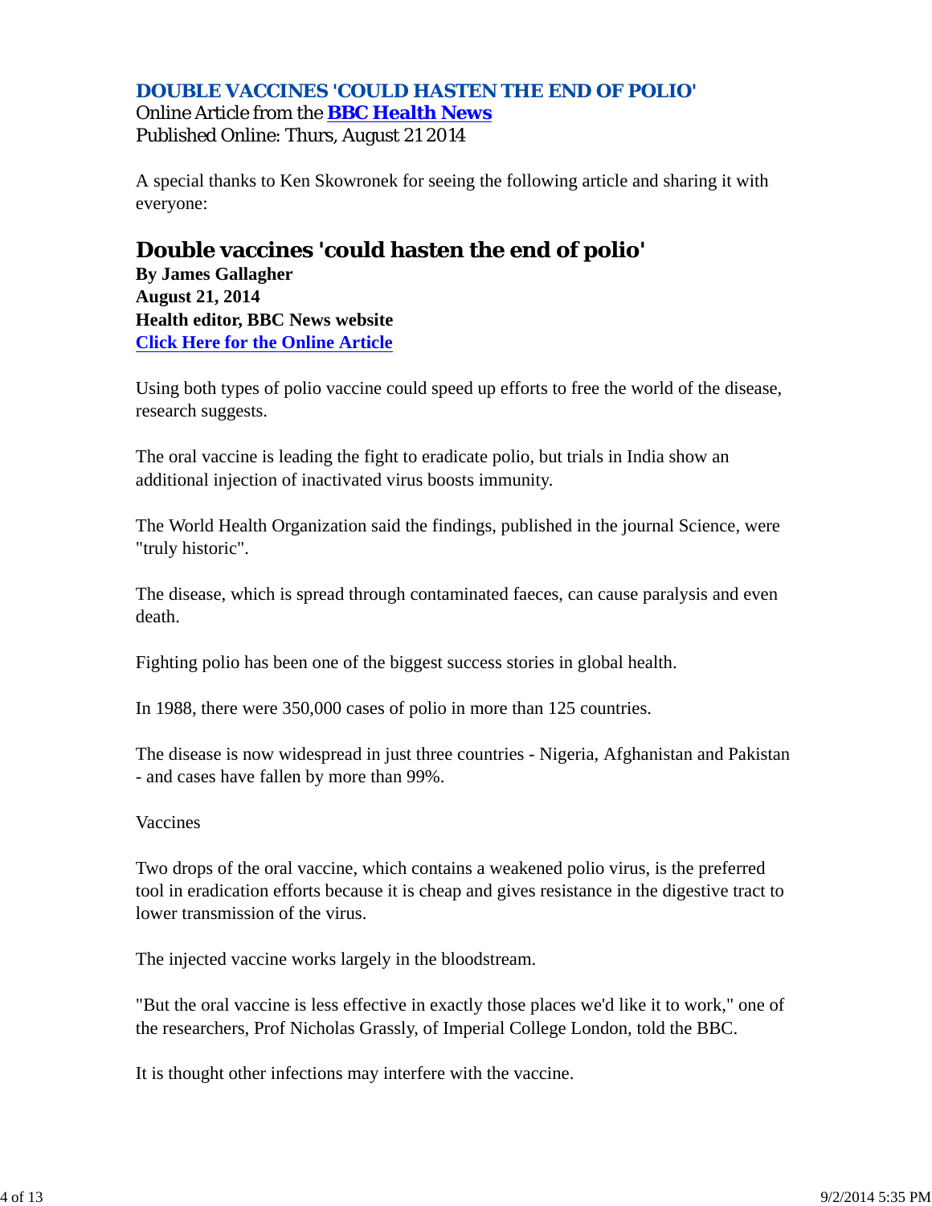## DOUBLE VACCINES 'COULD HASTEN THE END OF POLIO'

Online Article from the **BBC Health News**
Published Online: Thurs, August 21 2014

A special thanks to Ken Skowronek for seeing the following article and sharing it with everyone:

# Double vaccines 'could hasten the end of polio'

**By James Gallagher**
**August 21, 2014**
**Health editor, BBC News website**
**Click Here for the Online Article**

Using both types of polio vaccine could speed up efforts to free the world of the disease, research suggests.

The oral vaccine is leading the fight to eradicate polio, but trials in India show an additional injection of inactivated virus boosts immunity.

The World Health Organization said the findings, published in the journal Science, were "truly historic".

The disease, which is spread through contaminated faeces, can cause paralysis and even death.

Fighting polio has been one of the biggest success stories in global health.

In 1988, there were 350,000 cases of polio in more than 125 countries.

The disease is now widespread in just three countries - Nigeria, Afghanistan and Pakistan - and cases have fallen by more than 99%.

Vaccines

Two drops of the oral vaccine, which contains a weakened polio virus, is the preferred tool in eradication efforts because it is cheap and gives resistance in the digestive tract to lower transmission of the virus.

The injected vaccine works largely in the bloodstream.

"But the oral vaccine is less effective in exactly those places we'd like it to work," one of the researchers, Prof Nicholas Grassly, of Imperial College London, told the BBC.

It is thought other infections may interfere with the vaccine.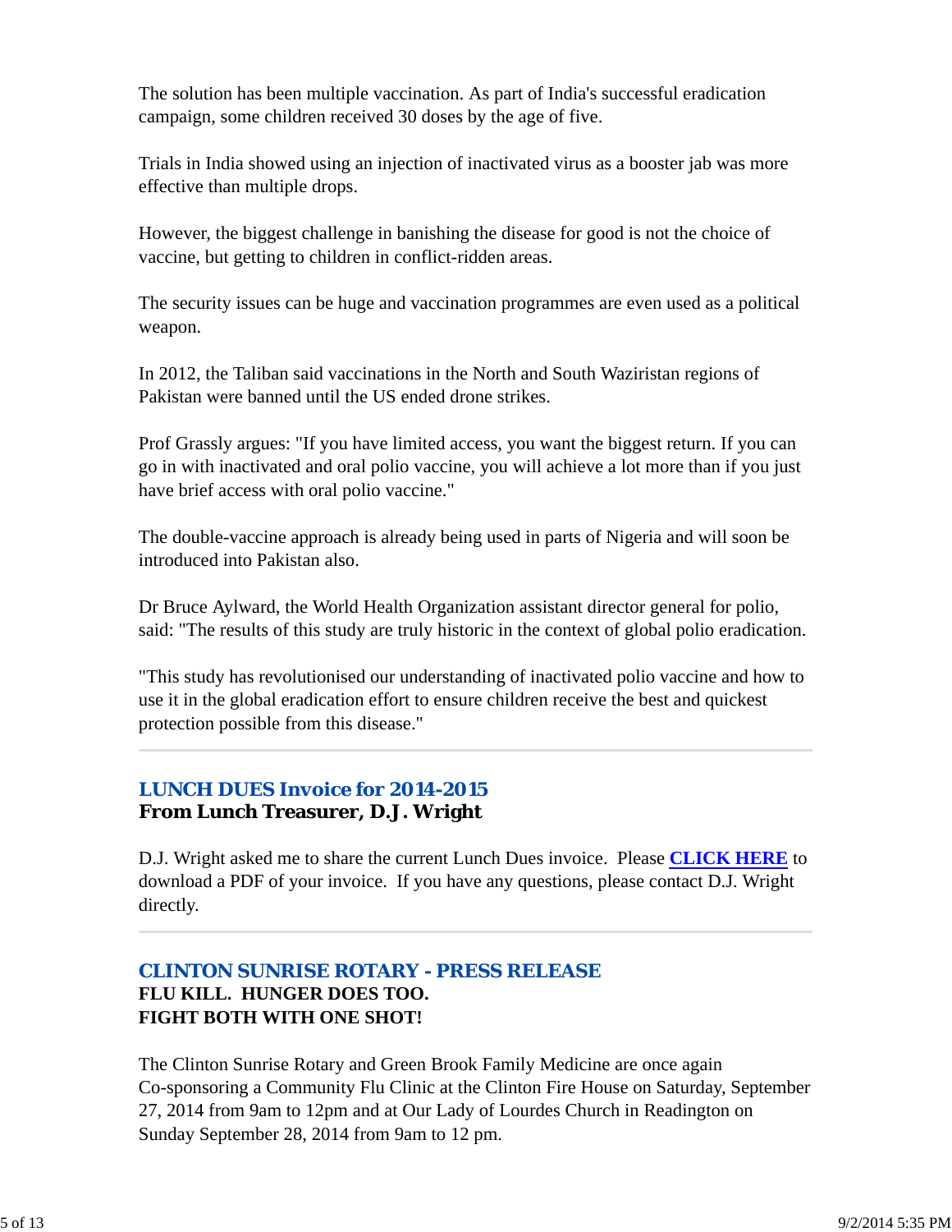The solution has been multiple vaccination. As part of India's successful eradication campaign, some children received 30 doses by the age of five.

Trials in India showed using an injection of inactivated virus as a booster jab was more effective than multiple drops.

However, the biggest challenge in banishing the disease for good is not the choice of vaccine, but getting to children in conflict-ridden areas.

The security issues can be huge and vaccination programmes are even used as a political weapon.

In 2012, the Taliban said vaccinations in the North and South Waziristan regions of Pakistan were banned until the US ended drone strikes.

Prof Grassly argues: "If you have limited access, you want the biggest return. If you can go in with inactivated and oral polio vaccine, you will achieve a lot more than if you just have brief access with oral polio vaccine."

The double-vaccine approach is already being used in parts of Nigeria and will soon be introduced into Pakistan also.

Dr Bruce Aylward, the World Health Organization assistant director general for polio, said: "The results of this study are truly historic in the context of global polio eradication.

"This study has revolutionised our understanding of inactivated polio vaccine and how to use it in the global eradication effort to ensure children receive the best and quickest protection possible from this disease."

---

## LUNCH DUES Invoice for 2014-2015

**From Lunch Treasurer, D.J. Wright**

D.J. Wright asked me to share the current Lunch Dues invoice. Please **CLICK HERE** to download a PDF of your invoice. If you have any questions, please contact D.J. Wright directly.

---

## CLINTON SUNRISE ROTARY - PRESS RELEASE

**FLU KILL. HUNGER DOES TOO.**
**FIGHT BOTH WITH ONE SHOT!**

The Clinton Sunrise Rotary and Green Brook Family Medicine are once again Co-sponsoring a Community Flu Clinic at the Clinton Fire House on Saturday, September 27, 2014 from 9am to 12pm and at Our Lady of Lourdes Church in Readington on Sunday September 28, 2014 from 9am to 12 pm.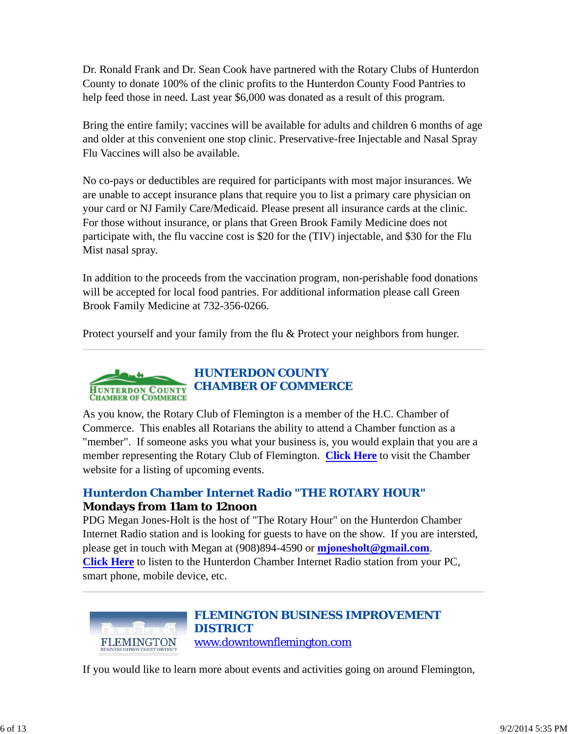Dr. Ronald Frank and Dr. Sean Cook have partnered with the Rotary Clubs of Hunterdon County to donate 100% of the clinic profits to the Hunterdon County Food Pantries to help feed those in need. Last year $6,000 was donated as a result of this program.

Bring the entire family; vaccines will be available for adults and children 6 months of age and older at this convenient one stop clinic. Preservative-free Injectable and Nasal Spray Flu Vaccines will also be available.

No co-pays or deductibles are required for participants with most major insurances. We are unable to accept insurance plans that require you to list a primary care physician on your card or NJ Family Care/Medicaid. Please present all insurance cards at the clinic. For those without insurance, or plans that Green Brook Family Medicine does not participate with, the flu vaccine cost is $20 for the (TIV) injectable, and $30 for the Flu Mist nasal spray.

In addition to the proceeds from the vaccination program, non-perishable food donations will be accepted for local food pantries. For additional information please call Green Brook Family Medicine at 732-356-0266.

Protect yourself and your family from the flu & Protect your neighbors from hunger.

---

## HUNTERDON COUNTY CHAMBER OF COMMERCE

As you know, the Rotary Club of Flemington is a member of the H.C. Chamber of Commerce. This enables all Rotarians the ability to attend a Chamber function as a "member". If someone asks you what your business is, you would explain that you are a member representing the Rotary Club of Flemington. **Click Here** to visit the Chamber website for a listing of upcoming events.

### Hunterdon Chamber Internet Radio "THE ROTARY HOUR"

**Mondays from 11am to 12noon**

PDG Megan Jones-Holt is the host of "The Rotary Hour" on the Hunterdon Chamber Internet Radio station and is looking for guests to have on the show. If you are intersted, please get in touch with Megan at (908)894-4590 or **mjonesholt@gmail.com**.
**Click Here** to listen to the Hunterdon Chamber Internet Radio station from your PC, smart phone, mobile device, etc.

---

## FLEMINGTON BUSINESS IMPROVEMENT DISTRICT

www.downtownflemington.com

If you would like to learn more about events and activities going on around Flemington,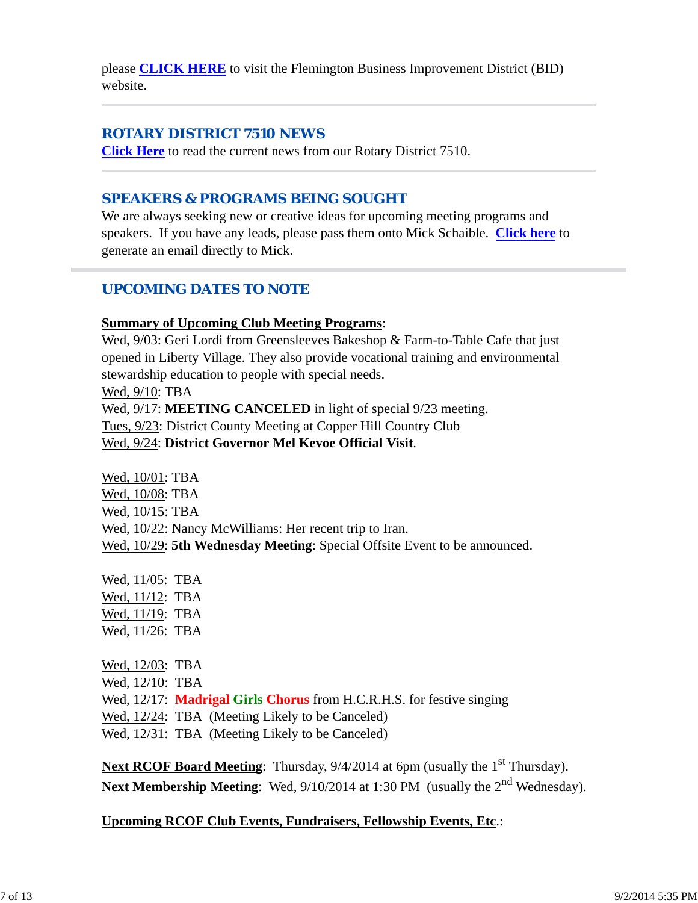please **CLICK HERE** to visit the Flemington Business Improvement District (BID) website.

---

## ROTARY DISTRICT 7510 NEWS

**Click Here** to read the current news from our Rotary District 7510.

---

## SPEAKERS & PROGRAMS BEING SOUGHT

We are always seeking new or creative ideas for upcoming meeting programs and speakers. If you have any leads, please pass them onto Mick Schaible. **Click here** to generate an email directly to Mick.

---

## UPCOMING DATES TO NOTE

**Summary of Upcoming Club Meeting Programs**:

Wed, 9/03: Geri Lordi from Greensleeves Bakeshop & Farm-to-Table Cafe that just opened in Liberty Village. They also provide vocational training and environmental stewardship education to people with special needs.
Wed, 9/10: TBA
Wed, 9/17: **MEETING CANCELED** in light of special 9/23 meeting.
Tues, 9/23: District County Meeting at Copper Hill Country Club
Wed, 9/24: **District Governor Mel Kevoe Official Visit**.

Wed, 10/01: TBA
Wed, 10/08: TBA
Wed, 10/15: TBA
Wed, 10/22: Nancy McWilliams: Her recent trip to Iran.
Wed, 10/29: **5th Wednesday Meeting**: Special Offsite Event to be announced.

Wed, 11/05: TBA
Wed, 11/12: TBA
Wed, 11/19: TBA
Wed, 11/26: TBA

Wed, 12/03: TBA
Wed, 12/10: TBA
Wed, 12/17: **Madrigal Girls Chorus** from H.C.R.H.S. for festive singing
Wed, 12/24: TBA (Meeting Likely to be Canceled)
Wed, 12/31: TBA (Meeting Likely to be Canceled)

**Next RCOF Board Meeting**: Thursday, 9/4/2014 at 6pm (usually the 1st Thursday).
**Next Membership Meeting**: Wed, 9/10/2014 at 1:30 PM (usually the 2nd Wednesday).

**Upcoming RCOF Club Events, Fundraisers, Fellowship Events, Etc.**: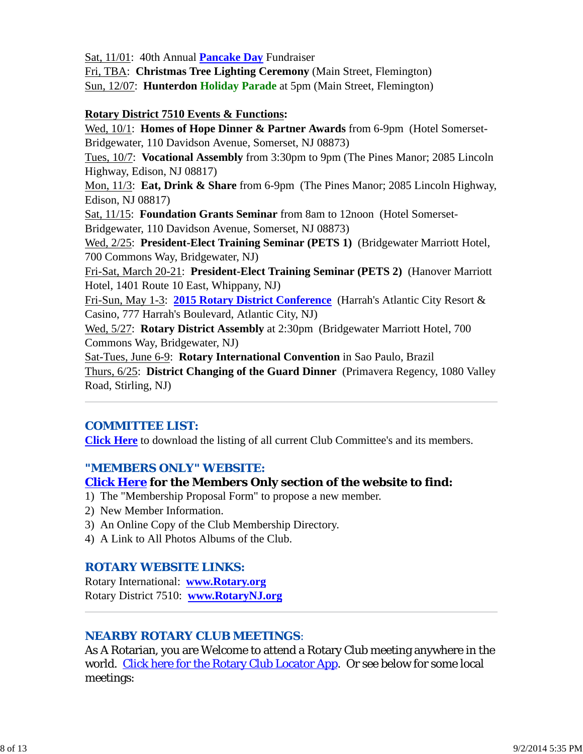Sat, 11/01: 40th Annual **Pancake Day** Fundraiser
Fri, TBA: **Christmas Tree Lighting Ceremony** (Main Street, Flemington)
Sun, 12/07: **Hunterdon Holiday Parade** at 5pm (Main Street, Flemington)

**Rotary District 7510 Events & Functions:**
Wed, 10/1: **Homes of Hope Dinner & Partner Awards** from 6-9pm (Hotel Somerset-Bridgewater, 110 Davidson Avenue, Somerset, NJ 08873)
Tues, 10/7: **Vocational Assembly** from 3:30pm to 9pm (The Pines Manor; 2085 Lincoln Highway, Edison, NJ 08817)
Mon, 11/3: **Eat, Drink & Share** from 6-9pm (The Pines Manor; 2085 Lincoln Highway, Edison, NJ 08817)
Sat, 11/15: **Foundation Grants Seminar** from 8am to 12noon (Hotel Somerset-Bridgewater, 110 Davidson Avenue, Somerset, NJ 08873)
Wed, 2/25: **President-Elect Training Seminar (PETS 1)** (Bridgewater Marriott Hotel, 700 Commons Way, Bridgewater, NJ)
Fri-Sat, March 20-21: **President-Elect Training Seminar (PETS 2)** (Hanover Marriott Hotel, 1401 Route 10 East, Whippany, NJ)
Fri-Sun, May 1-3: **2015 Rotary District Conference** (Harrah's Atlantic City Resort & Casino, 777 Harrah's Boulevard, Atlantic City, NJ)
Wed, 5/27: **Rotary District Assembly** at 2:30pm (Bridgewater Marriott Hotel, 700 Commons Way, Bridgewater, NJ)
Sat-Tues, June 6-9: **Rotary International Convention** in Sao Paulo, Brazil
Thurs, 6/25: **District Changing of the Guard Dinner** (Primavera Regency, 1080 Valley Road, Stirling, NJ)

---

## COMMITTEE LIST:

**Click Here** to download the listing of all current Club Committee's and its members.

## "MEMBERS ONLY" WEBSITE:

**Click Here for the Members Only section of the website to find:**

1) The "Membership Proposal Form" to propose a new member.
2) New Member Information.
3) An Online Copy of the Club Membership Directory.
4) A Link to All Photos Albums of the Club.

## ROTARY WEBSITE LINKS:

Rotary International: **www.Rotary.org**
Rotary District 7510: **www.RotaryNJ.org**

---

## NEARBY ROTARY CLUB MEETINGS:

As A Rotarian, you are Welcome to attend a Rotary Club meeting anywhere in the world. Click here for the Rotary Club Locator App. Or see below for some local meetings: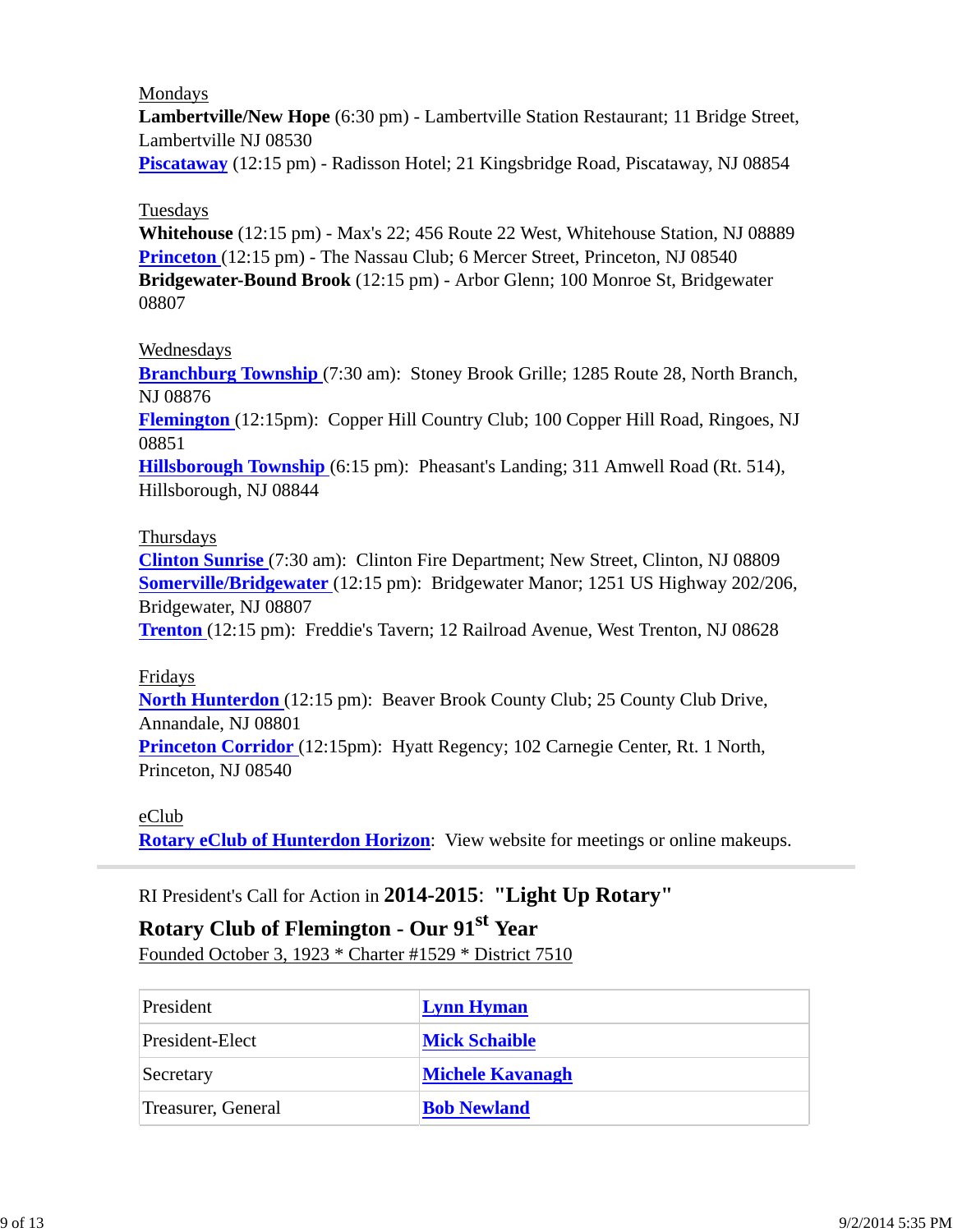Mondays

**Lambertville/New Hope** (6:30 pm) - Lambertville Station Restaurant; 11 Bridge Street, Lambertville NJ 08530

**Piscataway** (12:15 pm) - Radisson Hotel; 21 Kingsbridge Road, Piscataway, NJ 08854

Tuesdays

**Whitehouse** (12:15 pm) - Max's 22; 456 Route 22 West, Whitehouse Station, NJ 08889

**Princeton** (12:15 pm) - The Nassau Club; 6 Mercer Street, Princeton, NJ 08540

**Bridgewater-Bound Brook** (12:15 pm) - Arbor Glenn; 100 Monroe St, Bridgewater 08807

Wednesdays

**Branchburg Township** (7:30 am): Stoney Brook Grille; 1285 Route 28, North Branch, NJ 08876

**Flemington** (12:15pm): Copper Hill Country Club; 100 Copper Hill Road, Ringoes, NJ 08851

**Hillsborough Township** (6:15 pm): Pheasant's Landing; 311 Amwell Road (Rt. 514), Hillsborough, NJ 08844

Thursdays

**Clinton Sunrise** (7:30 am): Clinton Fire Department; New Street, Clinton, NJ 08809

**Somerville/Bridgewater** (12:15 pm): Bridgewater Manor; 1251 US Highway 202/206, Bridgewater, NJ 08807

**Trenton** (12:15 pm): Freddie's Tavern; 12 Railroad Avenue, West Trenton, NJ 08628

Fridays

**North Hunterdon** (12:15 pm): Beaver Brook County Club; 25 County Club Drive, Annandale, NJ 08801

**Princeton Corridor** (12:15pm): Hyatt Regency; 102 Carnegie Center, Rt. 1 North, Princeton, NJ 08540

eClub

**Rotary eClub of Hunterdon Horizon**: View website for meetings or online makeups.

---

RI President's Call for Action in **2014-2015**: **"Light Up Rotary"**

**Rotary Club of Flemington - Our 91st Year**

Founded October 3, 1923 * Charter #1529 * District 7510

| | |
|---|---|
| President | **Lynn Hyman** |
| President-Elect | **Mick Schaible** |
| Secretary | **Michele Kavanagh** |
| Treasurer, General | **Bob Newland** |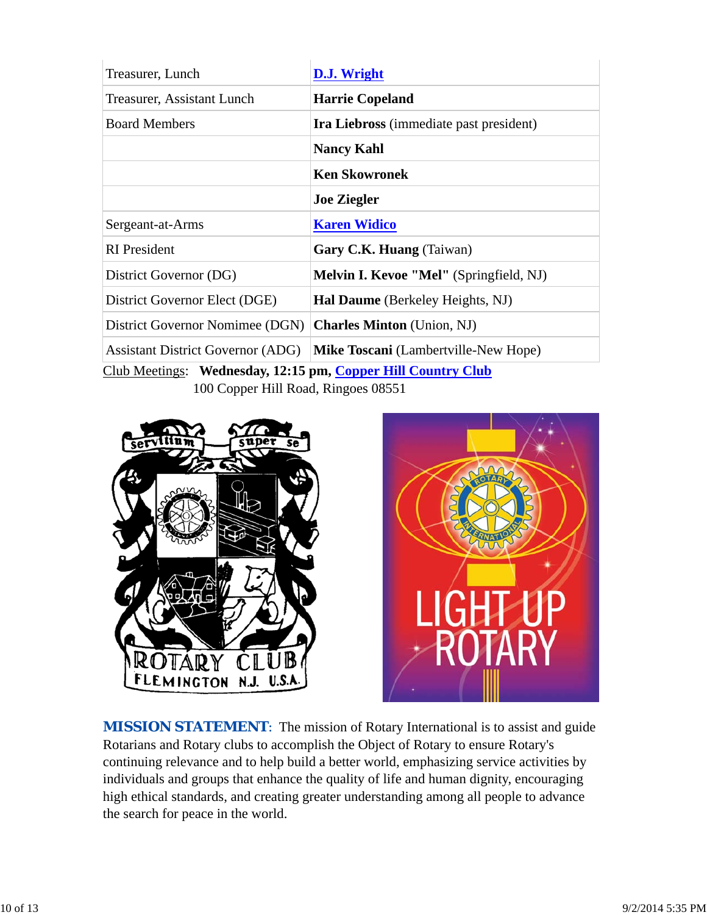| | |
|---|---|
| Treasurer, Lunch | **D.J. Wright** |
| Treasurer, Assistant Lunch | **Harrie Copeland** |
| Board Members | **Ira Liebross** (immediate past president) |
| | **Nancy Kahl** |
| | **Ken Skowronek** |
| | **Joe Ziegler** |
| Sergeant-at-Arms | **Karen Widico** |
| RI President | **Gary C.K. Huang** (Taiwan) |
| District Governor (DG) | **Melvin I. Kevoe "Mel"** (Springfield, NJ) |
| District Governor Elect (DGE) | **Hal Daume** (Berkeley Heights, NJ) |
| District Governor Nomimee (DGN) | **Charles Minton** (Union, NJ) |
| Assistant District Governor (ADG) | **Mike Toscani** (Lambertville-New Hope) |

Club Meetings: **Wednesday, 12:15 pm, Copper Hill Country Club**
100 Copper Hill Road, Ringoes 08551

**MISSION STATEMENT**: The mission of Rotary International is to assist and guide Rotarians and Rotary clubs to accomplish the Object of Rotary to ensure Rotary's continuing relevance and to help build a better world, emphasizing service activities by individuals and groups that enhance the quality of life and human dignity, encouraging high ethical standards, and creating greater understanding among all people to advance the search for peace in the world.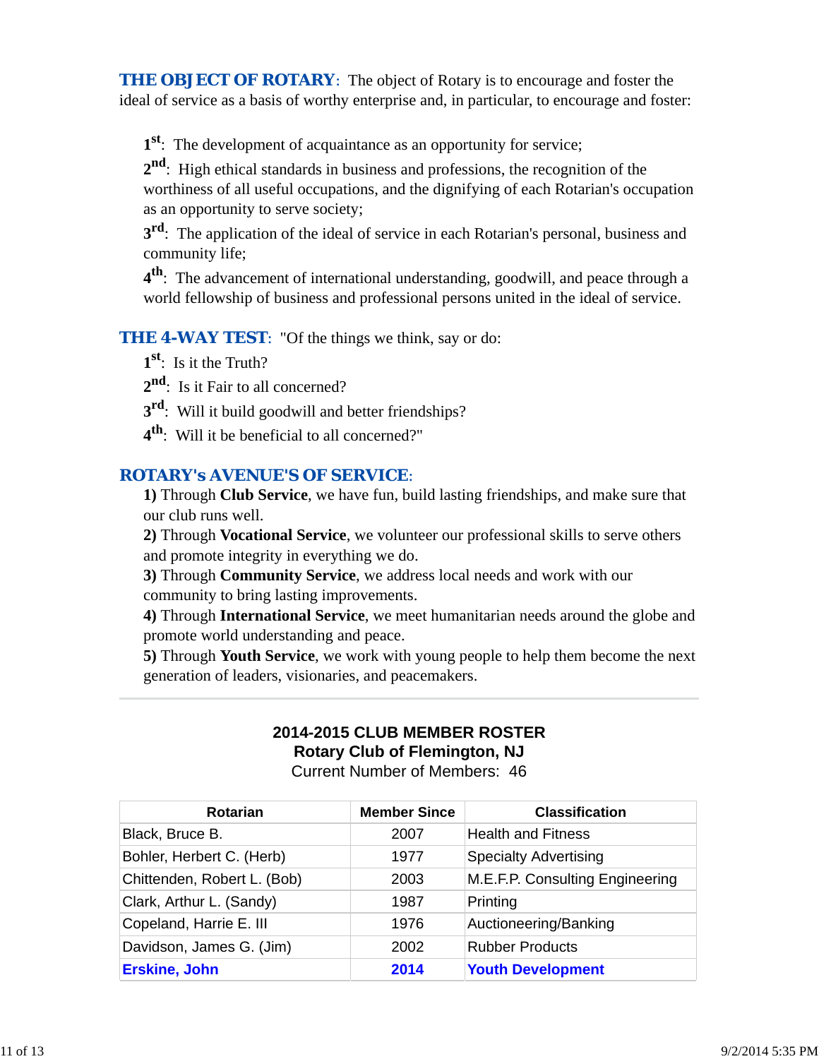**THE OBJECT OF ROTARY**: The object of Rotary is to encourage and foster the ideal of service as a basis of worthy enterprise and, in particular, to encourage and foster:

1st: The development of acquaintance as an opportunity for service;

2nd: High ethical standards in business and professions, the recognition of the worthiness of all useful occupations, and the dignifying of each Rotarian's occupation as an opportunity to serve society;

3rd: The application of the ideal of service in each Rotarian's personal, business and community life;

4th: The advancement of international understanding, goodwill, and peace through a world fellowship of business and professional persons united in the ideal of service.

**THE 4-WAY TEST**: "Of the things we think, say or do:

1st: Is it the Truth?

2nd: Is it Fair to all concerned?

3rd: Will it build goodwill and better friendships?

4th: Will it be beneficial to all concerned?"

**ROTARY's AVENUE'S OF SERVICE**:

**1)** Through **Club Service**, we have fun, build lasting friendships, and make sure that our club runs well.

**2)** Through **Vocational Service**, we volunteer our professional skills to serve others and promote integrity in everything we do.

**3)** Through **Community Service**, we address local needs and work with our community to bring lasting improvements.

**4)** Through **International Service**, we meet humanitarian needs around the globe and promote world understanding and peace.

**5)** Through **Youth Service**, we work with young people to help them become the next generation of leaders, visionaries, and peacemakers.

---

**2014-2015 CLUB MEMBER ROSTER**
**Rotary Club of Flemington, NJ**
Current Number of Members: 46

| Rotarian | Member Since | Classification |
|---|---|---|
| Black, Bruce B. | 2007 | Health and Fitness |
| Bohler, Herbert C. (Herb) | 1977 | Specialty Advertising |
| Chittenden, Robert L. (Bob) | 2003 | M.E.F.P. Consulting Engineering |
| Clark, Arthur L. (Sandy) | 1987 | Printing |
| Copeland, Harrie E. III | 1976 | Auctioneering/Banking |
| Davidson, James G. (Jim) | 2002 | Rubber Products |
| **Erskine, John** | **2014** | **Youth Development** |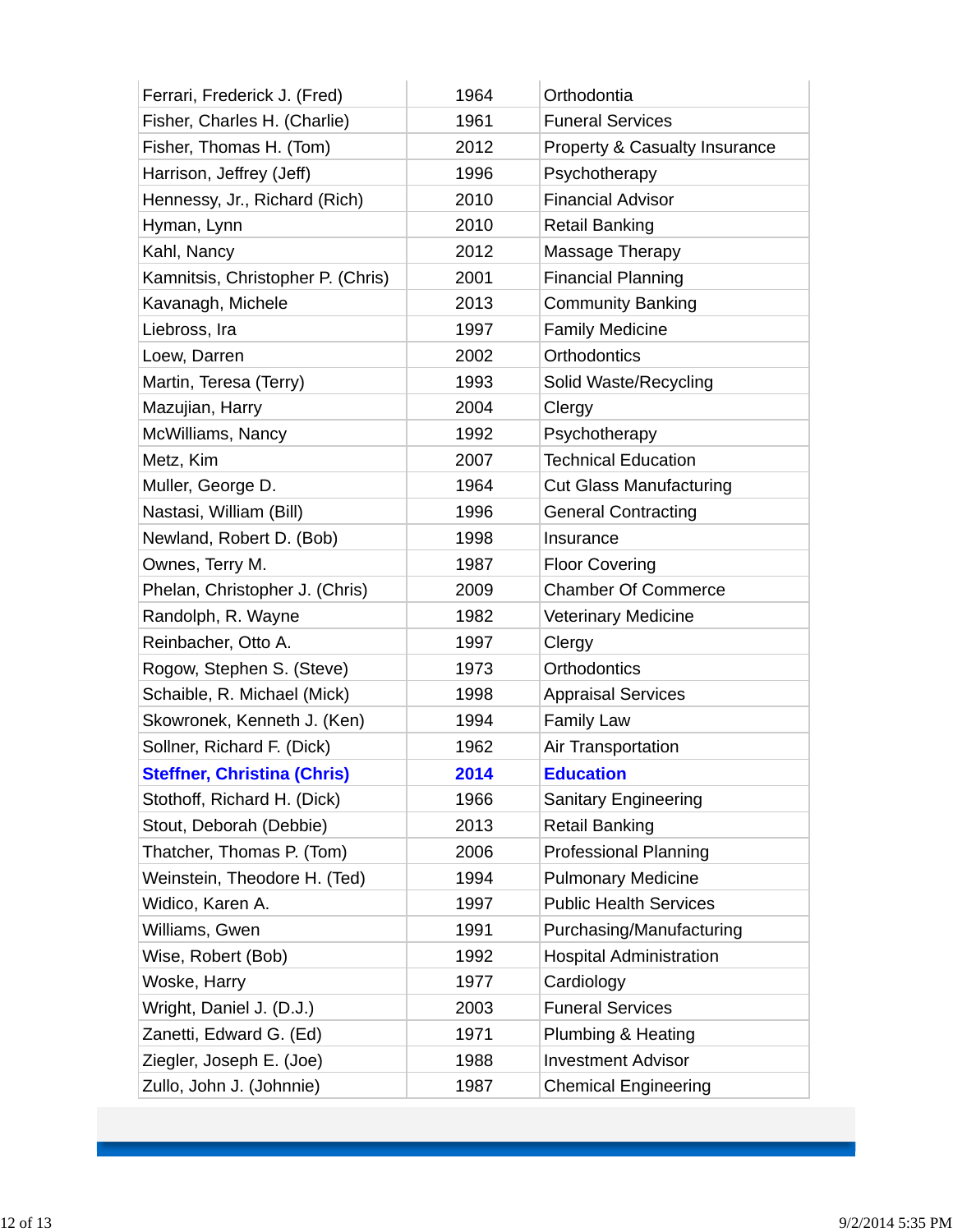| | | |
|---|---|---|
| Ferrari, Frederick J. (Fred) | 1964 | Orthodontia |
| Fisher, Charles H. (Charlie) | 1961 | Funeral Services |
| Fisher, Thomas H. (Tom) | 2012 | Property & Casualty Insurance |
| Harrison, Jeffrey (Jeff) | 1996 | Psychotherapy |
| Hennessy, Jr., Richard (Rich) | 2010 | Financial Advisor |
| Hyman, Lynn | 2010 | Retail Banking |
| Kahl, Nancy | 2012 | Massage Therapy |
| Kamnitsis, Christopher P. (Chris) | 2001 | Financial Planning |
| Kavanagh, Michele | 2013 | Community Banking |
| Liebross, Ira | 1997 | Family Medicine |
| Loew, Darren | 2002 | Orthodontics |
| Martin, Teresa (Terry) | 1993 | Solid Waste/Recycling |
| Mazujian, Harry | 2004 | Clergy |
| McWilliams, Nancy | 1992 | Psychotherapy |
| Metz, Kim | 2007 | Technical Education |
| Muller, George D. | 1964 | Cut Glass Manufacturing |
| Nastasi, William (Bill) | 1996 | General Contracting |
| Newland, Robert D. (Bob) | 1998 | Insurance |
| Ownes, Terry M. | 1987 | Floor Covering |
| Phelan, Christopher J. (Chris) | 2009 | Chamber Of Commerce |
| Randolph, R. Wayne | 1982 | Veterinary Medicine |
| Reinbacher, Otto A. | 1997 | Clergy |
| Rogow, Stephen S. (Steve) | 1973 | Orthodontics |
| Schaible, R. Michael (Mick) | 1998 | Appraisal Services |
| Skowronek, Kenneth J. (Ken) | 1994 | Family Law |
| Sollner, Richard F. (Dick) | 1962 | Air Transportation |
| **Steffner, Christina (Chris)** | **2014** | **Education** |
| Stothoff, Richard H. (Dick) | 1966 | Sanitary Engineering |
| Stout, Deborah (Debbie) | 2013 | Retail Banking |
| Thatcher, Thomas P. (Tom) | 2006 | Professional Planning |
| Weinstein, Theodore H. (Ted) | 1994 | Pulmonary Medicine |
| Widico, Karen A. | 1997 | Public Health Services |
| Williams, Gwen | 1991 | Purchasing/Manufacturing |
| Wise, Robert (Bob) | 1992 | Hospital Administration |
| Woske, Harry | 1977 | Cardiology |
| Wright, Daniel J. (D.J.) | 2003 | Funeral Services |
| Zanetti, Edward G. (Ed) | 1971 | Plumbing & Heating |
| Ziegler, Joseph E. (Joe) | 1988 | Investment Advisor |
| Zullo, John J. (Johnnie) | 1987 | Chemical Engineering |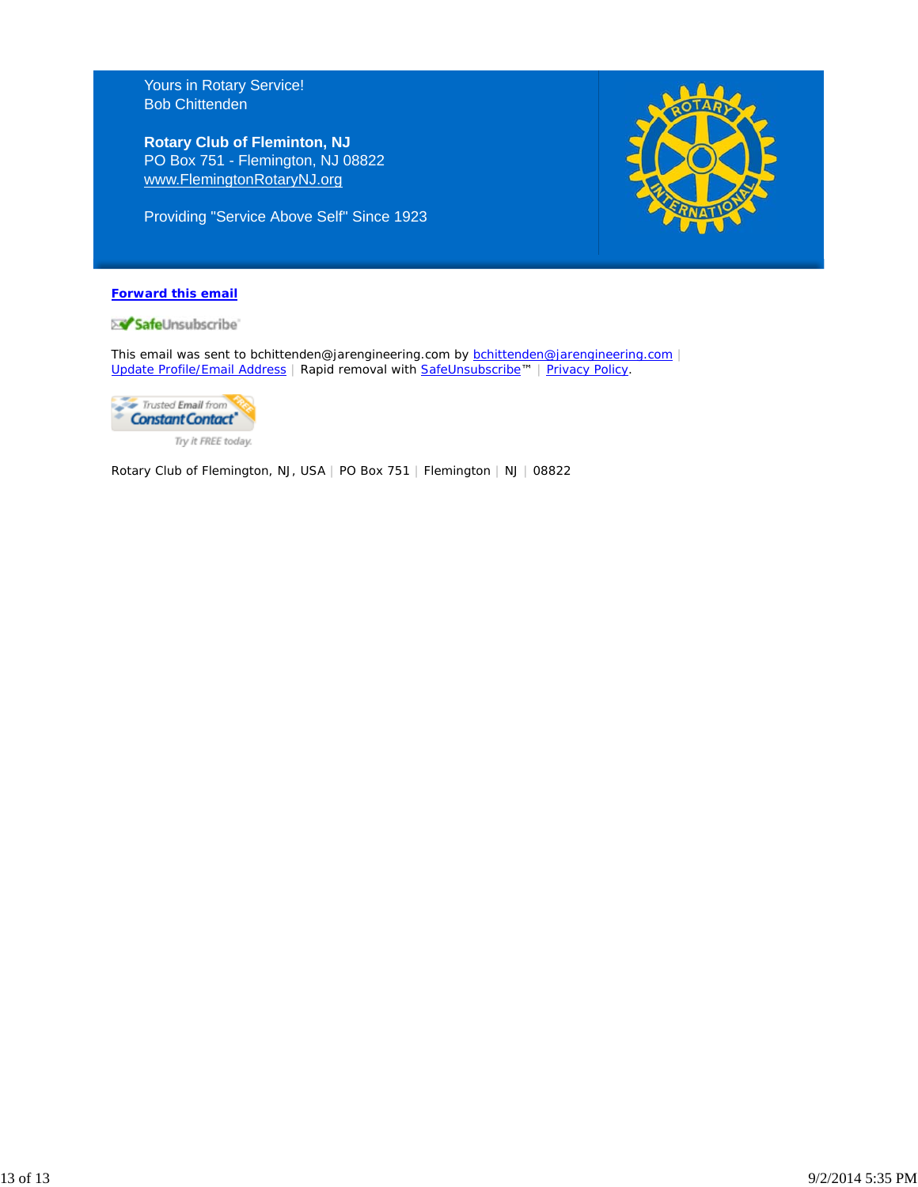Yours in Rotary Service!
Bob Chittenden

**Rotary Club of Fleminton, NJ**
PO Box 751 - Flemington, NJ 08822
www.FlemingtonRotaryNJ.org

Providing "Service Above Self" Since 1923

**Forward this email**

SafeUnsubscribe

This email was sent to bchittenden@jarengineering.com by bchittenden@jarengineering.com | Update Profile/Email Address | Rapid removal with SafeUnsubscribe™ | Privacy Policy.

Trusted Email from Constant Contact
Try it FREE today.

Rotary Club of Flemington, NJ, USA | PO Box 751 | Flemington | NJ | 08822